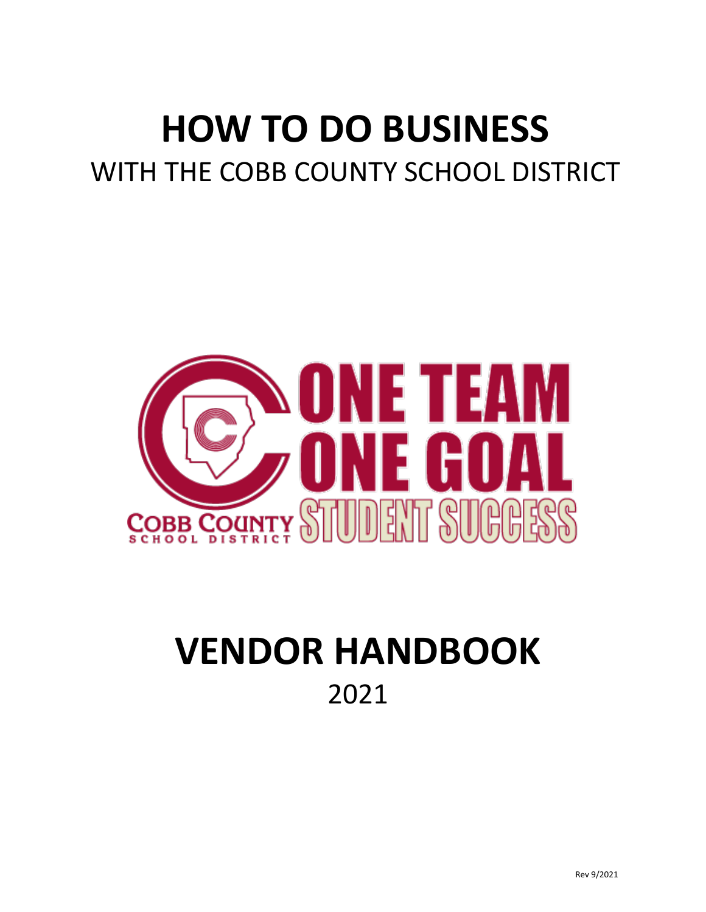# HOW TO DO BUSINESS

WITH THE COBB COUNTY SCHOOL DISTRICT

ONE TEAM
ONE GOAL
STUDENT SUCCESS

COBB COUNTY
SCHOOL DISTRICT

# VENDOR HANDBOOK

2021

Rev 9/2021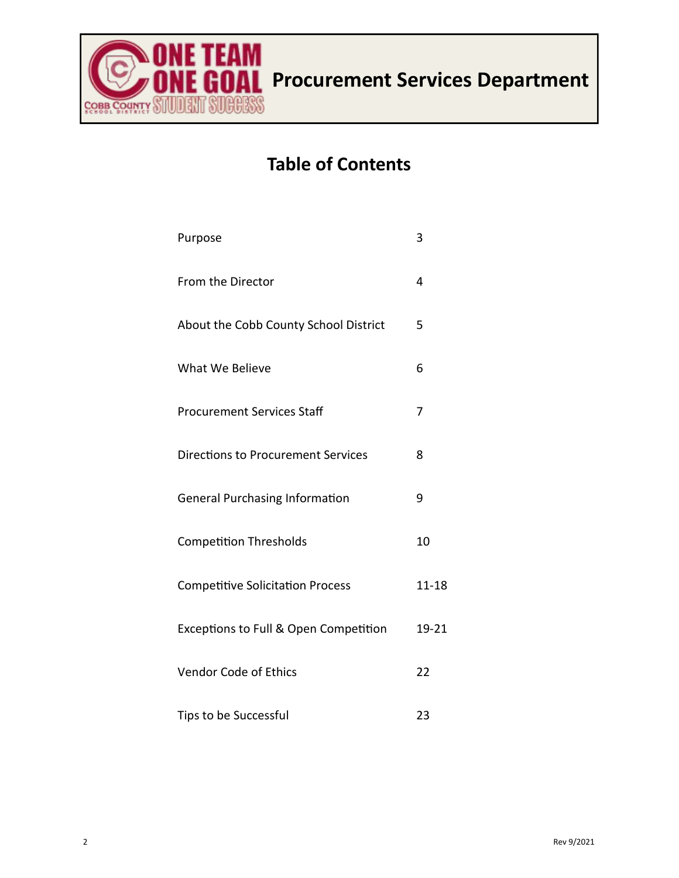# Procurement Services Department

## Table of Contents

| | |
|---|---|
| Purpose | 3 |
| From the Director | 4 |
| About the Cobb County School District | 5 |
| What We Believe | 6 |
| Procurement Services Staff | 7 |
| Directions to Procurement Services | 8 |
| General Purchasing Information | 9 |
| Competition Thresholds | 10 |
| Competitive Solicitation Process | 11-18 |
| Exceptions to Full & Open Competition | 19-21 |
| Vendor Code of Ethics | 22 |
| Tips to be Successful | 23 |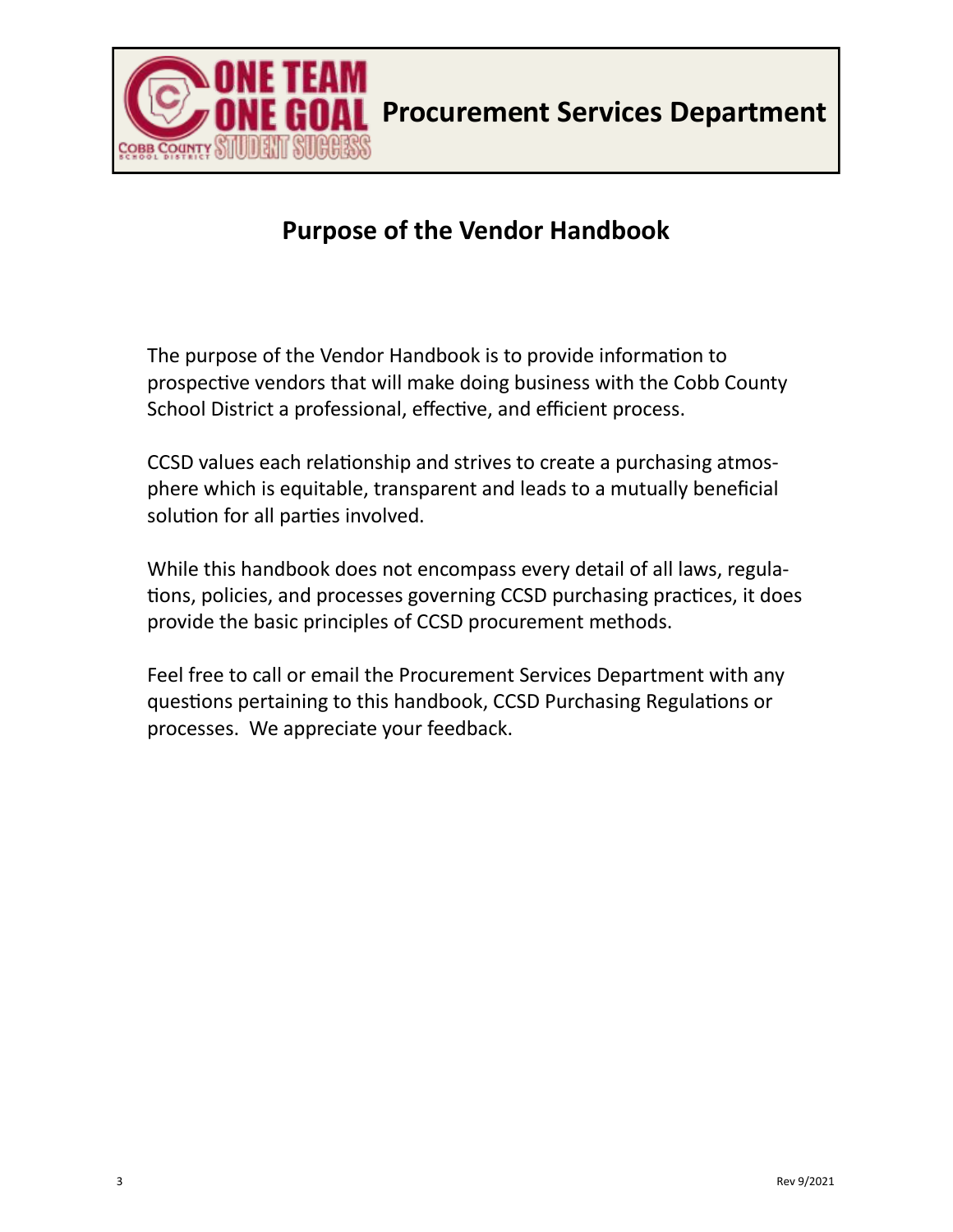# Procurement Services Department

## Purpose of the Vendor Handbook

The purpose of the Vendor Handbook is to provide information to prospective vendors that will make doing business with the Cobb County School District a professional, effective, and efficient process.

CCSD values each relationship and strives to create a purchasing atmosphere which is equitable, transparent and leads to a mutually beneficial solution for all parties involved.

While this handbook does not encompass every detail of all laws, regulations, policies, and processes governing CCSD purchasing practices, it does provide the basic principles of CCSD procurement methods.

Feel free to call or email the Procurement Services Department with any questions pertaining to this handbook, CCSD Purchasing Regulations or processes. We appreciate your feedback.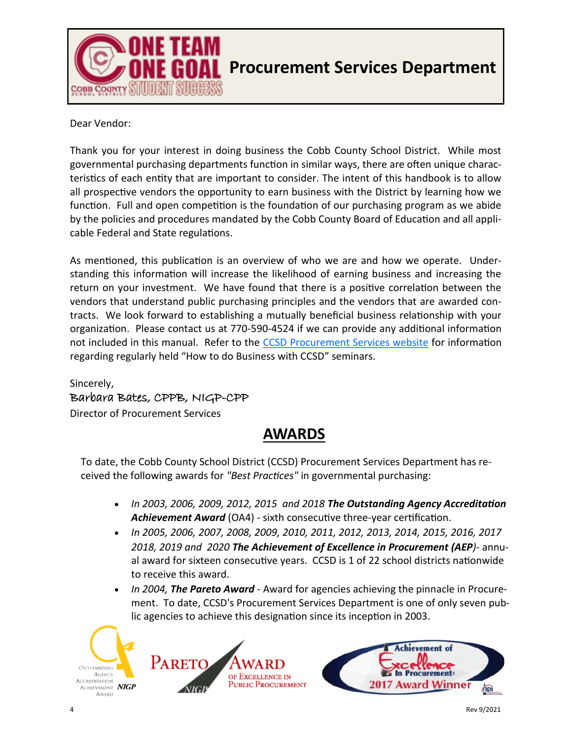# Procurement Services Department

Dear Vendor:

Thank you for your interest in doing business the Cobb County School District. While most governmental purchasing departments function in similar ways, there are often unique characteristics of each entity that are important to consider. The intent of this handbook is to allow all prospective vendors the opportunity to earn business with the District by learning how we function. Full and open competition is the foundation of our purchasing program as we abide by the policies and procedures mandated by the Cobb County Board of Education and all applicable Federal and State regulations.

As mentioned, this publication is an overview of who we are and how we operate. Understanding this information will increase the likelihood of earning business and increasing the return on your investment. We have found that there is a positive correlation between the vendors that understand public purchasing principles and the vendors that are awarded contracts. We look forward to establishing a mutually beneficial business relationship with your organization. Please contact us at 770-590-4524 if we can provide any additional information not included in this manual. Refer to the CCSD Procurement Services website for information regarding regularly held "How to do Business with CCSD" seminars.

Sincerely,

Barbara Bates, CPPB, NIGP-CPP

Director of Procurement Services

## AWARDS

To date, the Cobb County School District (CCSD) Procurement Services Department has received the following awards for *"Best Practices"* in governmental purchasing:

- *In 2003, 2006, 2009, 2012, 2015 and 2018* ***The Outstanding Agency Accreditation Achievement Award*** (OA4) - sixth consecutive three-year certification.
- *In 2005, 2006, 2007, 2008, 2009, 2010, 2011, 2012, 2013, 2014, 2015, 2016, 2017 2018, 2019 and 2020* ***The Achievement of Excellence in Procurement (AEP)****-* annual award for sixteen consecutive years. CCSD is 1 of 22 school districts nationwide to receive this award.
- *In 2004,* ***The Pareto Award*** - Award for agencies achieving the pinnacle in Procurement. To date, CCSD's Procurement Services Department is one of only seven public agencies to achieve this designation since its inception in 2003.

Rev 9/2021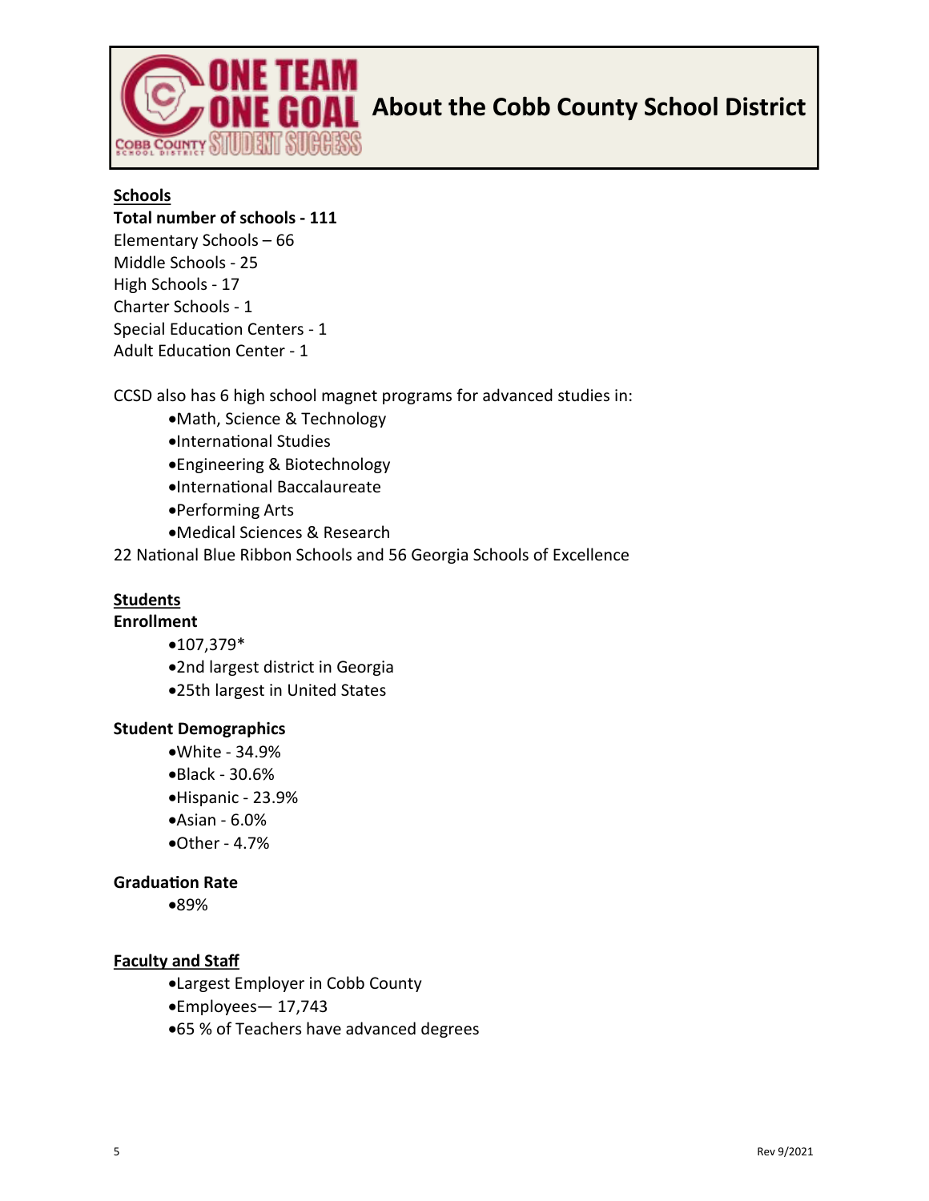# About the Cobb County School District

## Schools

**Total number of schools - 111**

Elementary Schools – 66
Middle Schools - 25
High Schools - 17
Charter Schools - 1
Special Education Centers - 1
Adult Education Center - 1

CCSD also has 6 high school magnet programs for advanced studies in:

- Math, Science & Technology
- International Studies
- Engineering & Biotechnology
- International Baccalaureate
- Performing Arts
- Medical Sciences & Research

22 National Blue Ribbon Schools and 56 Georgia Schools of Excellence

## Students

**Enrollment**

- 107,379*
- 2nd largest district in Georgia
- 25th largest in United States

**Student Demographics**

- White - 34.9%
- Black - 30.6%
- Hispanic - 23.9%
- Asian - 6.0%
- Other - 4.7%

**Graduation Rate**

- 89%

## Faculty and Staff

- Largest Employer in Cobb County
- Employees— 17,743
- 65 % of Teachers have advanced degrees

Rev 9/2021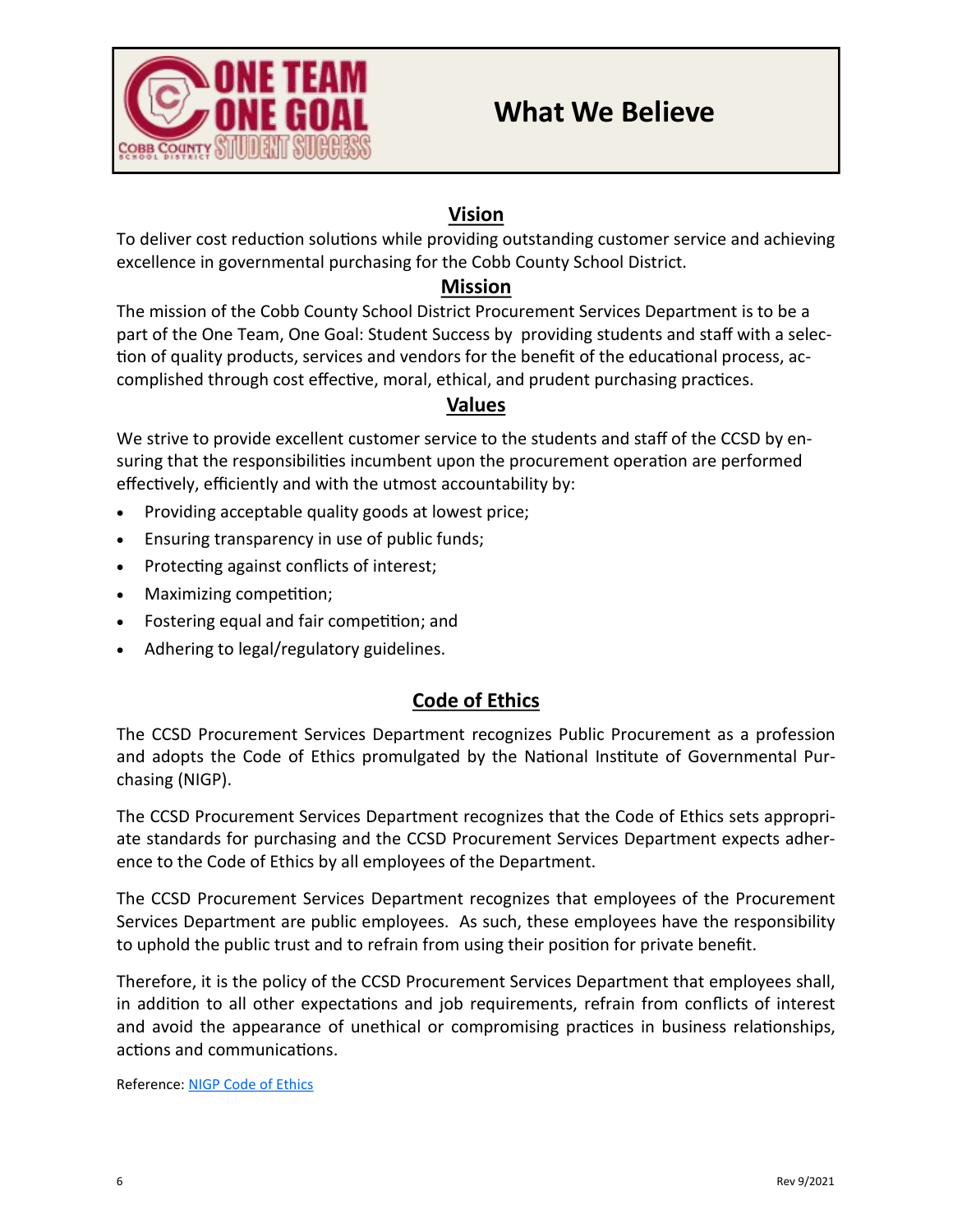# What We Believe

## Vision

To deliver cost reduction solutions while providing outstanding customer service and achieving excellence in governmental purchasing for the Cobb County School District.

## Mission

The mission of the Cobb County School District Procurement Services Department is to be a part of the One Team, One Goal: Student Success by providing students and staff with a selection of quality products, services and vendors for the benefit of the educational process, accomplished through cost effective, moral, ethical, and prudent purchasing practices.

## Values

We strive to provide excellent customer service to the students and staff of the CCSD by ensuring that the responsibilities incumbent upon the procurement operation are performed effectively, efficiently and with the utmost accountability by:

- Providing acceptable quality goods at lowest price;
- Ensuring transparency in use of public funds;
- Protecting against conflicts of interest;
- Maximizing competition;
- Fostering equal and fair competition; and
- Adhering to legal/regulatory guidelines.

## Code of Ethics

The CCSD Procurement Services Department recognizes Public Procurement as a profession and adopts the Code of Ethics promulgated by the National Institute of Governmental Purchasing (NIGP).

The CCSD Procurement Services Department recognizes that the Code of Ethics sets appropriate standards for purchasing and the CCSD Procurement Services Department expects adherence to the Code of Ethics by all employees of the Department.

The CCSD Procurement Services Department recognizes that employees of the Procurement Services Department are public employees. As such, these employees have the responsibility to uphold the public trust and to refrain from using their position for private benefit.

Therefore, it is the policy of the CCSD Procurement Services Department that employees shall, in addition to all other expectations and job requirements, refrain from conflicts of interest and avoid the appearance of unethical or compromising practices in business relationships, actions and communications.

Reference: NIGP Code of Ethics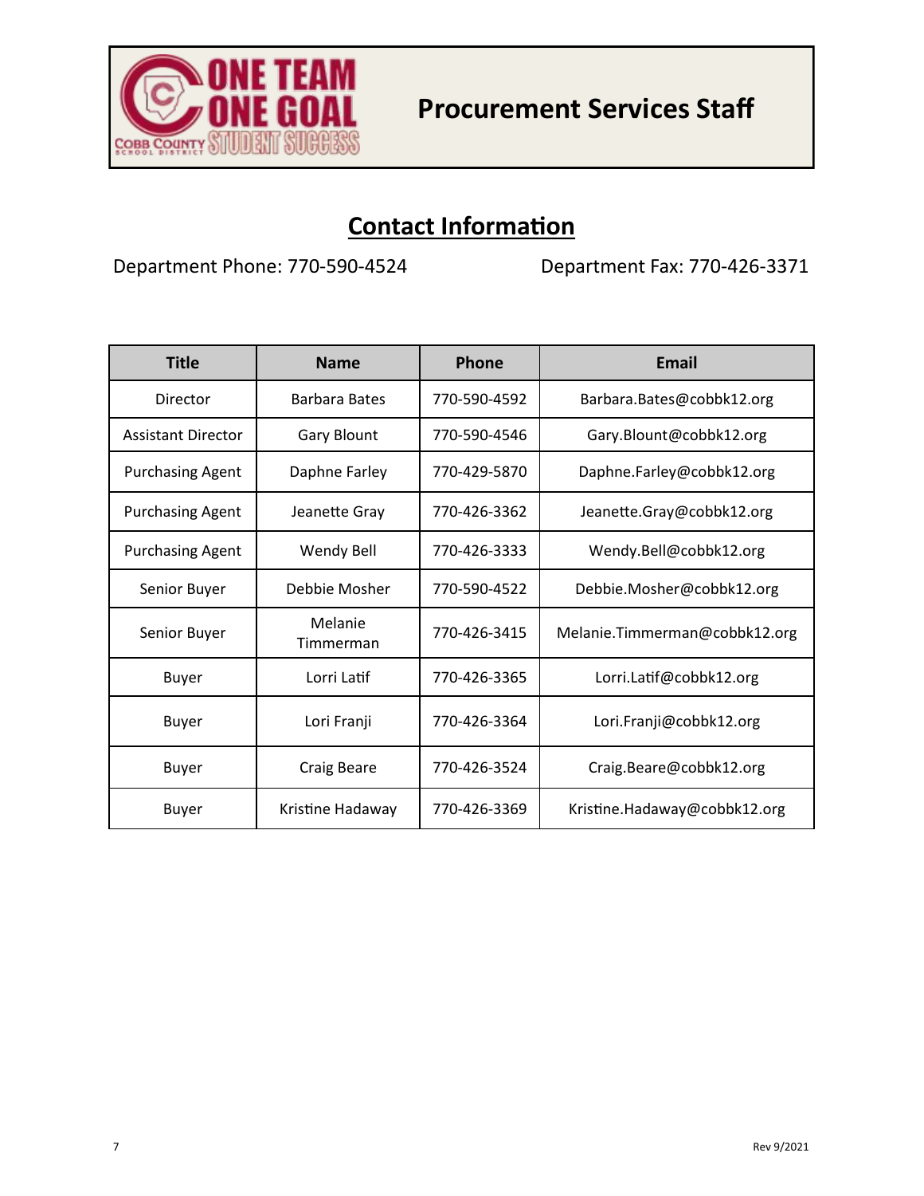# Procurement Services Staff

## Contact Information

Department Phone: 770-590-4524

Department Fax: 770-426-3371

| Title | Name | Phone | Email |
|---|---|---|---|
| Director | Barbara Bates | 770-590-4592 | Barbara.Bates@cobbk12.org |
| Assistant Director | Gary Blount | 770-590-4546 | Gary.Blount@cobbk12.org |
| Purchasing Agent | Daphne Farley | 770-429-5870 | Daphne.Farley@cobbk12.org |
| Purchasing Agent | Jeanette Gray | 770-426-3362 | Jeanette.Gray@cobbk12.org |
| Purchasing Agent | Wendy Bell | 770-426-3333 | Wendy.Bell@cobbk12.org |
| Senior Buyer | Debbie Mosher | 770-590-4522 | Debbie.Mosher@cobbk12.org |
| Senior Buyer | Melanie Timmerman | 770-426-3415 | Melanie.Timmerman@cobbk12.org |
| Buyer | Lorri Latif | 770-426-3365 | Lorri.Latif@cobbk12.org |
| Buyer | Lori Franji | 770-426-3364 | Lori.Franji@cobbk12.org |
| Buyer | Craig Beare | 770-426-3524 | Craig.Beare@cobbk12.org |
| Buyer | Kristine Hadaway | 770-426-3369 | Kristine.Hadaway@cobbk12.org |

Rev 9/2021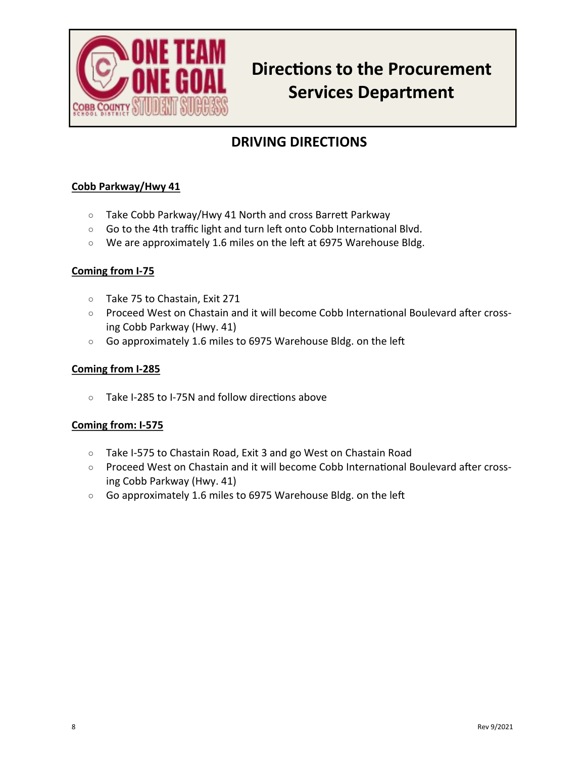# Directions to the Procurement Services Department

## DRIVING DIRECTIONS

### Cobb Parkway/Hwy 41

- Take Cobb Parkway/Hwy 41 North and cross Barrett Parkway
- Go to the 4th traffic light and turn left onto Cobb International Blvd.
- We are approximately 1.6 miles on the left at 6975 Warehouse Bldg.

### Coming from I-75

- Take 75 to Chastain, Exit 271
- Proceed West on Chastain and it will become Cobb International Boulevard after crossing Cobb Parkway (Hwy. 41)
- Go approximately 1.6 miles to 6975 Warehouse Bldg. on the left

### Coming from I-285

- Take I-285 to I-75N and follow directions above

### Coming from: I-575

- Take I-575 to Chastain Road, Exit 3 and go West on Chastain Road
- Proceed West on Chastain and it will become Cobb International Boulevard after crossing Cobb Parkway (Hwy. 41)
- Go approximately 1.6 miles to 6975 Warehouse Bldg. on the left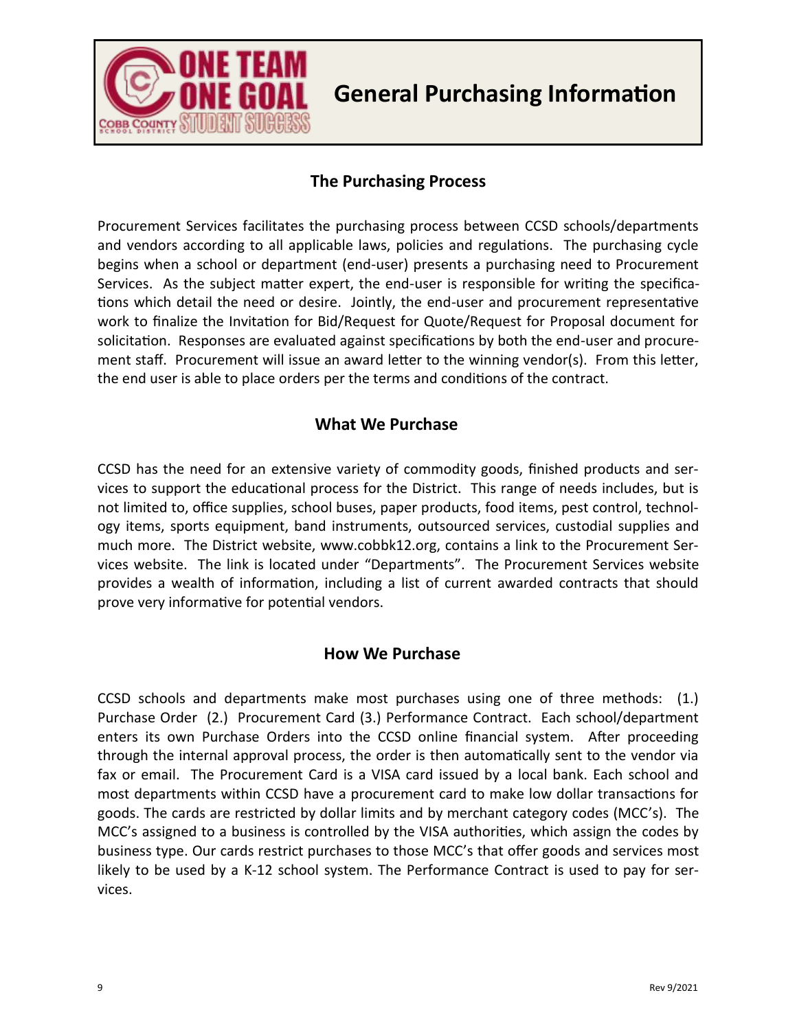# General Purchasing Information

## The Purchasing Process

Procurement Services facilitates the purchasing process between CCSD schools/departments and vendors according to all applicable laws, policies and regulations. The purchasing cycle begins when a school or department (end-user) presents a purchasing need to Procurement Services. As the subject matter expert, the end-user is responsible for writing the specifications which detail the need or desire. Jointly, the end-user and procurement representative work to finalize the Invitation for Bid/Request for Quote/Request for Proposal document for solicitation. Responses are evaluated against specifications by both the end-user and procurement staff. Procurement will issue an award letter to the winning vendor(s). From this letter, the end user is able to place orders per the terms and conditions of the contract.

## What We Purchase

CCSD has the need for an extensive variety of commodity goods, finished products and services to support the educational process for the District. This range of needs includes, but is not limited to, office supplies, school buses, paper products, food items, pest control, technology items, sports equipment, band instruments, outsourced services, custodial supplies and much more. The District website, www.cobbk12.org, contains a link to the Procurement Services website. The link is located under "Departments". The Procurement Services website provides a wealth of information, including a list of current awarded contracts that should prove very informative for potential vendors.

## How We Purchase

CCSD schools and departments make most purchases using one of three methods: (1.) Purchase Order (2.) Procurement Card (3.) Performance Contract. Each school/department enters its own Purchase Orders into the CCSD online financial system. After proceeding through the internal approval process, the order is then automatically sent to the vendor via fax or email. The Procurement Card is a VISA card issued by a local bank. Each school and most departments within CCSD have a procurement card to make low dollar transactions for goods. The cards are restricted by dollar limits and by merchant category codes (MCC's). The MCC's assigned to a business is controlled by the VISA authorities, which assign the codes by business type. Our cards restrict purchases to those MCC's that offer goods and services most likely to be used by a K-12 school system. The Performance Contract is used to pay for services.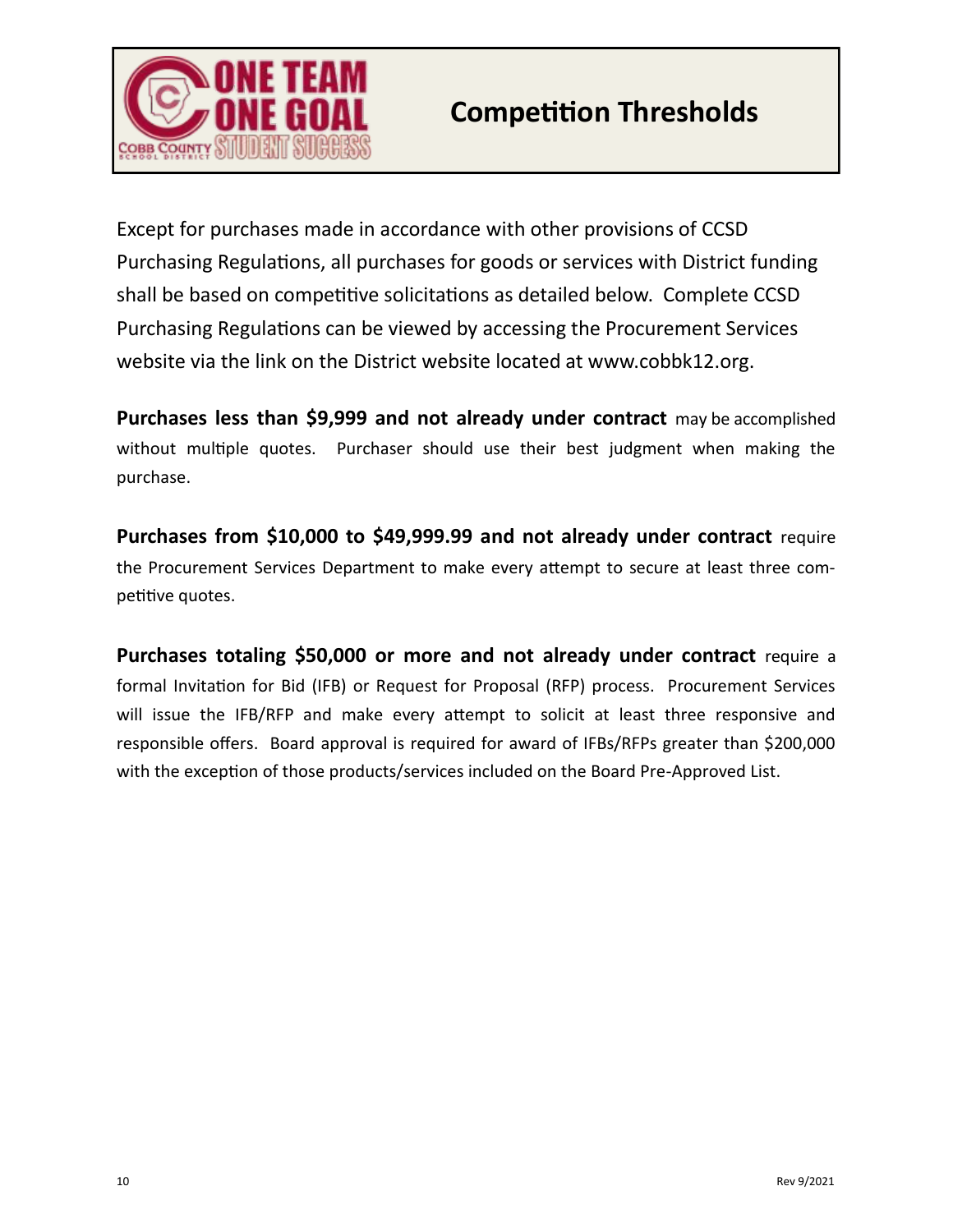# Competition Thresholds

Except for purchases made in accordance with other provisions of CCSD Purchasing Regulations, all purchases for goods or services with District funding shall be based on competitive solicitations as detailed below. Complete CCSD Purchasing Regulations can be viewed by accessing the Procurement Services website via the link on the District website located at www.cobbk12.org.

**Purchases less than $9,999 and not already under contract** may be accomplished without multiple quotes. Purchaser should use their best judgment when making the purchase.

**Purchases from $10,000 to $49,999.99 and not already under contract** require the Procurement Services Department to make every attempt to secure at least three competitive quotes.

**Purchases totaling $50,000 or more and not already under contract** require a formal Invitation for Bid (IFB) or Request for Proposal (RFP) process. Procurement Services will issue the IFB/RFP and make every attempt to solicit at least three responsive and responsible offers. Board approval is required for award of IFBs/RFPs greater than $200,000 with the exception of those products/services included on the Board Pre-Approved List.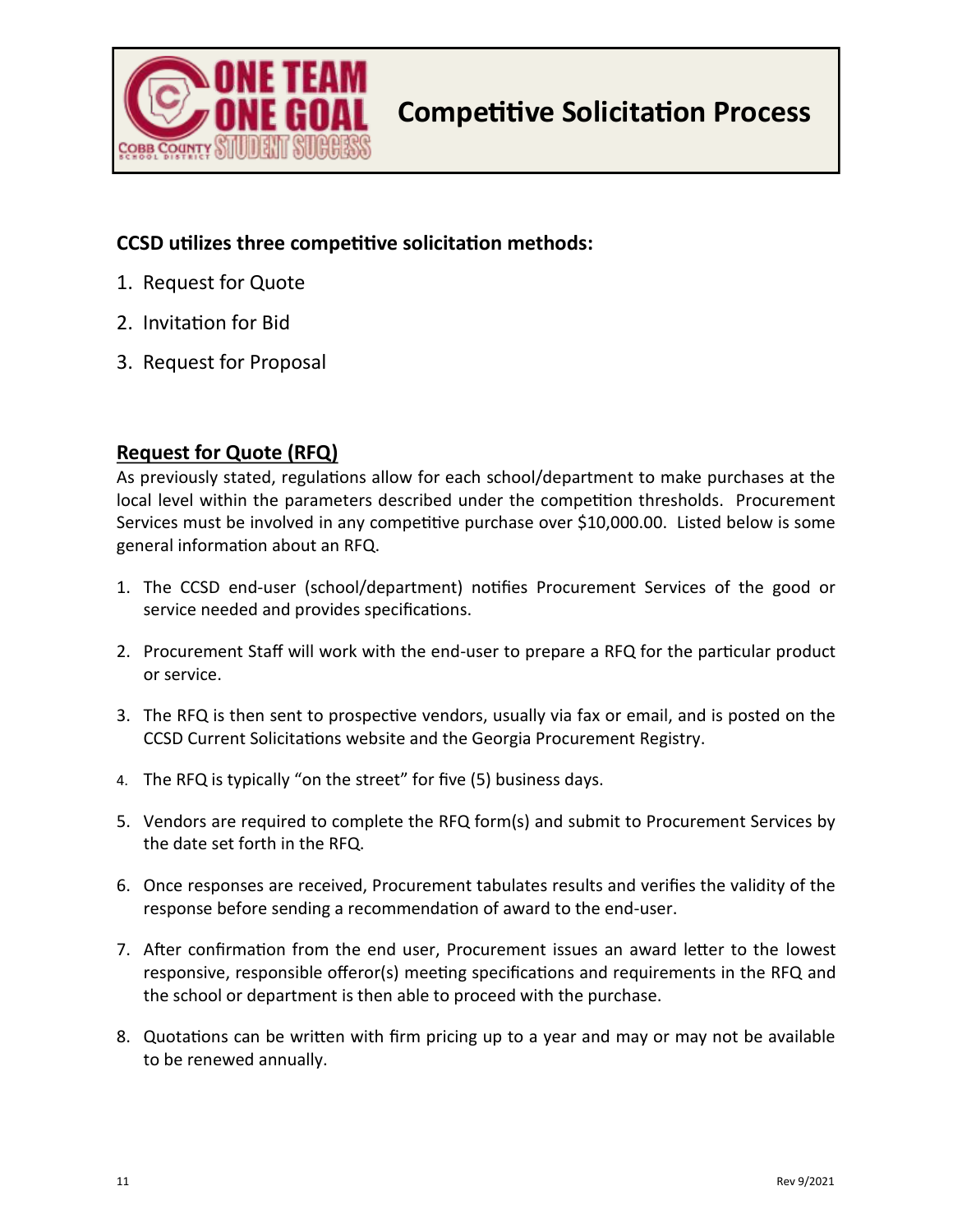# Competitive Solicitation Process

**CCSD utilizes three competitive solicitation methods:**

1. Request for Quote
2. Invitation for Bid
3. Request for Proposal

## Request for Quote (RFQ)

As previously stated, regulations allow for each school/department to make purchases at the local level within the parameters described under the competition thresholds. Procurement Services must be involved in any competitive purchase over $10,000.00. Listed below is some general information about an RFQ.

1. The CCSD end-user (school/department) notifies Procurement Services of the good or service needed and provides specifications.
2. Procurement Staff will work with the end-user to prepare a RFQ for the particular product or service.
3. The RFQ is then sent to prospective vendors, usually via fax or email, and is posted on the CCSD Current Solicitations website and the Georgia Procurement Registry.
4. The RFQ is typically "on the street" for five (5) business days.
5. Vendors are required to complete the RFQ form(s) and submit to Procurement Services by the date set forth in the RFQ.
6. Once responses are received, Procurement tabulates results and verifies the validity of the response before sending a recommendation of award to the end-user.
7. After confirmation from the end user, Procurement issues an award letter to the lowest responsive, responsible offeror(s) meeting specifications and requirements in the RFQ and the school or department is then able to proceed with the purchase.
8. Quotations can be written with firm pricing up to a year and may or may not be available to be renewed annually.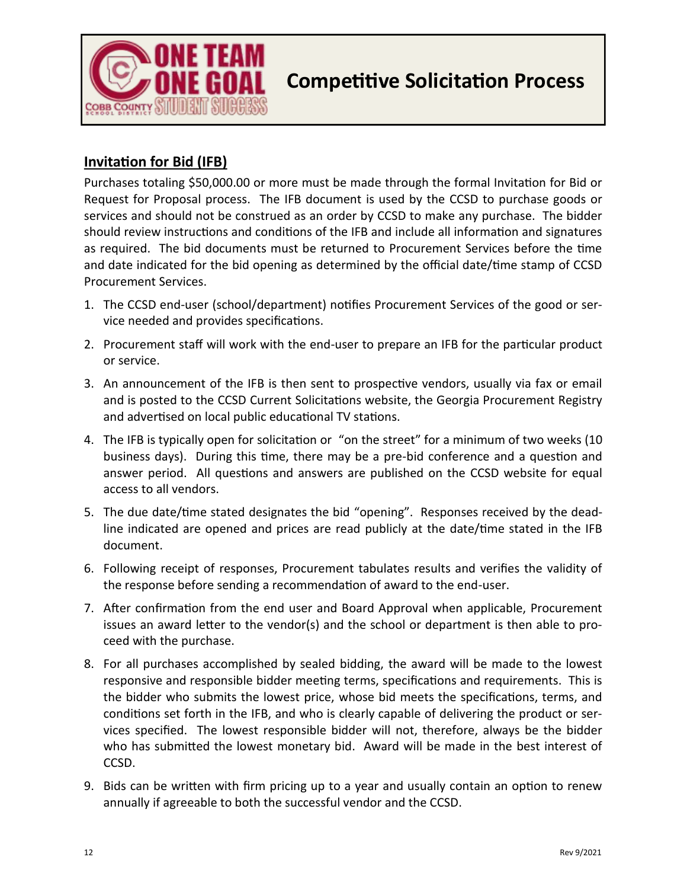# Competitive Solicitation Process

## Invitation for Bid (IFB)

Purchases totaling $50,000.00 or more must be made through the formal Invitation for Bid or Request for Proposal process. The IFB document is used by the CCSD to purchase goods or services and should not be construed as an order by CCSD to make any purchase. The bidder should review instructions and conditions of the IFB and include all information and signatures as required. The bid documents must be returned to Procurement Services before the time and date indicated for the bid opening as determined by the official date/time stamp of CCSD Procurement Services.

1. The CCSD end-user (school/department) notifies Procurement Services of the good or service needed and provides specifications.
2. Procurement staff will work with the end-user to prepare an IFB for the particular product or service.
3. An announcement of the IFB is then sent to prospective vendors, usually via fax or email and is posted to the CCSD Current Solicitations website, the Georgia Procurement Registry and advertised on local public educational TV stations.
4. The IFB is typically open for solicitation or "on the street" for a minimum of two weeks (10 business days). During this time, there may be a pre-bid conference and a question and answer period. All questions and answers are published on the CCSD website for equal access to all vendors.
5. The due date/time stated designates the bid "opening". Responses received by the deadline indicated are opened and prices are read publicly at the date/time stated in the IFB document.
6. Following receipt of responses, Procurement tabulates results and verifies the validity of the response before sending a recommendation of award to the end-user.
7. After confirmation from the end user and Board Approval when applicable, Procurement issues an award letter to the vendor(s) and the school or department is then able to proceed with the purchase.
8. For all purchases accomplished by sealed bidding, the award will be made to the lowest responsive and responsible bidder meeting terms, specifications and requirements. This is the bidder who submits the lowest price, whose bid meets the specifications, terms, and conditions set forth in the IFB, and who is clearly capable of delivering the product or services specified. The lowest responsible bidder will not, therefore, always be the bidder who has submitted the lowest monetary bid. Award will be made in the best interest of CCSD.
9. Bids can be written with firm pricing up to a year and usually contain an option to renew annually if agreeable to both the successful vendor and the CCSD.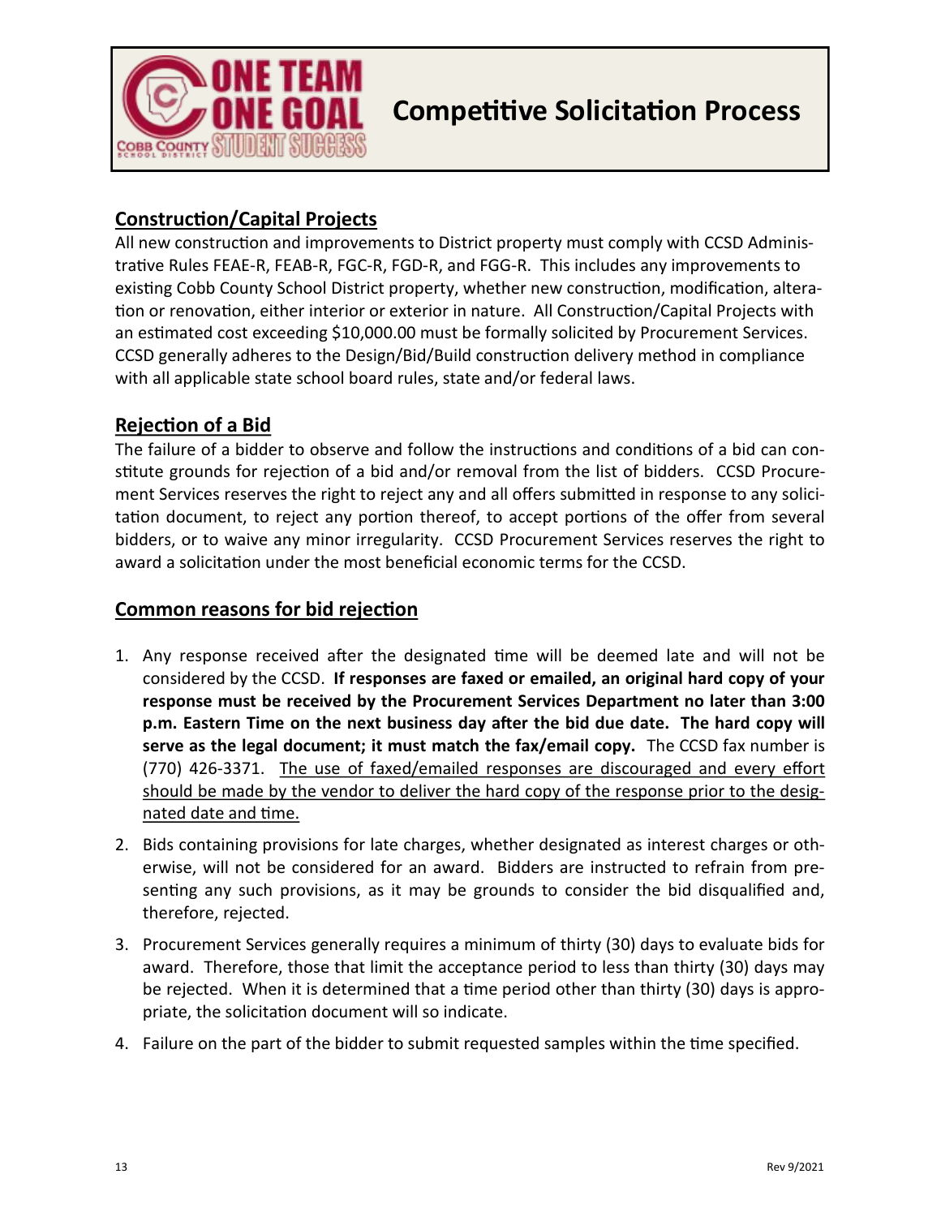# Competitive Solicitation Process

## Construction/Capital Projects

All new construction and improvements to District property must comply with CCSD Administrative Rules FEAE-R, FEAB-R, FGC-R, FGD-R, and FGG-R. This includes any improvements to existing Cobb County School District property, whether new construction, modification, alteration or renovation, either interior or exterior in nature. All Construction/Capital Projects with an estimated cost exceeding $10,000.00 must be formally solicited by Procurement Services. CCSD generally adheres to the Design/Bid/Build construction delivery method in compliance with all applicable state school board rules, state and/or federal laws.

## Rejection of a Bid

The failure of a bidder to observe and follow the instructions and conditions of a bid can constitute grounds for rejection of a bid and/or removal from the list of bidders. CCSD Procurement Services reserves the right to reject any and all offers submitted in response to any solicitation document, to reject any portion thereof, to accept portions of the offer from several bidders, or to waive any minor irregularity. CCSD Procurement Services reserves the right to award a solicitation under the most beneficial economic terms for the CCSD.

## Common reasons for bid rejection

1. Any response received after the designated time will be deemed late and will not be considered by the CCSD. **If responses are faxed or emailed, an original hard copy of your response must be received by the Procurement Services Department no later than 3:00 p.m. Eastern Time on the next business day after the bid due date. The hard copy will serve as the legal document; it must match the fax/email copy.** The CCSD fax number is (770) 426-3371. The use of faxed/emailed responses are discouraged and every effort should be made by the vendor to deliver the hard copy of the response prior to the designated date and time.
2. Bids containing provisions for late charges, whether designated as interest charges or otherwise, will not be considered for an award. Bidders are instructed to refrain from presenting any such provisions, as it may be grounds to consider the bid disqualified and, therefore, rejected.
3. Procurement Services generally requires a minimum of thirty (30) days to evaluate bids for award. Therefore, those that limit the acceptance period to less than thirty (30) days may be rejected. When it is determined that a time period other than thirty (30) days is appropriate, the solicitation document will so indicate.
4. Failure on the part of the bidder to submit requested samples within the time specified.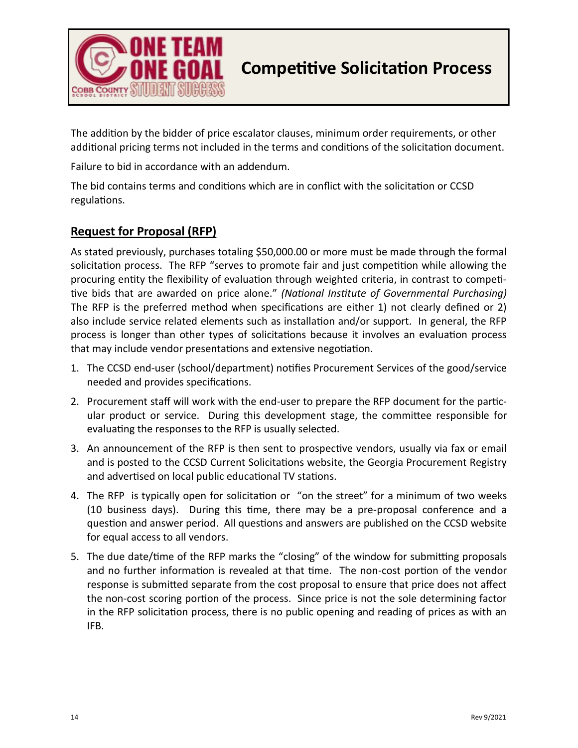The addition by the bidder of price escalator clauses, minimum order requirements, or other additional pricing terms not included in the terms and conditions of the solicitation document.

Failure to bid in accordance with an addendum.

The bid contains terms and conditions which are in conflict with the solicitation or CCSD regulations.

## Request for Proposal (RFP)

As stated previously, purchases totaling $50,000.00 or more must be made through the formal solicitation process. The RFP "serves to promote fair and just competition while allowing the procuring entity the flexibility of evaluation through weighted criteria, in contrast to competitive bids that are awarded on price alone." *(National Institute of Governmental Purchasing)* The RFP is the preferred method when specifications are either 1) not clearly defined or 2) also include service related elements such as installation and/or support. In general, the RFP process is longer than other types of solicitations because it involves an evaluation process that may include vendor presentations and extensive negotiation.

1. The CCSD end-user (school/department) notifies Procurement Services of the good/service needed and provides specifications.
2. Procurement staff will work with the end-user to prepare the RFP document for the particular product or service. During this development stage, the committee responsible for evaluating the responses to the RFP is usually selected.
3. An announcement of the RFP is then sent to prospective vendors, usually via fax or email and is posted to the CCSD Current Solicitations website, the Georgia Procurement Registry and advertised on local public educational TV stations.
4. The RFP is typically open for solicitation or "on the street" for a minimum of two weeks (10 business days). During this time, there may be a pre-proposal conference and a question and answer period. All questions and answers are published on the CCSD website for equal access to all vendors.
5. The due date/time of the RFP marks the "closing" of the window for submitting proposals and no further information is revealed at that time. The non-cost portion of the vendor response is submitted separate from the cost proposal to ensure that price does not affect the non-cost scoring portion of the process. Since price is not the sole determining factor in the RFP solicitation process, there is no public opening and reading of prices as with an IFB.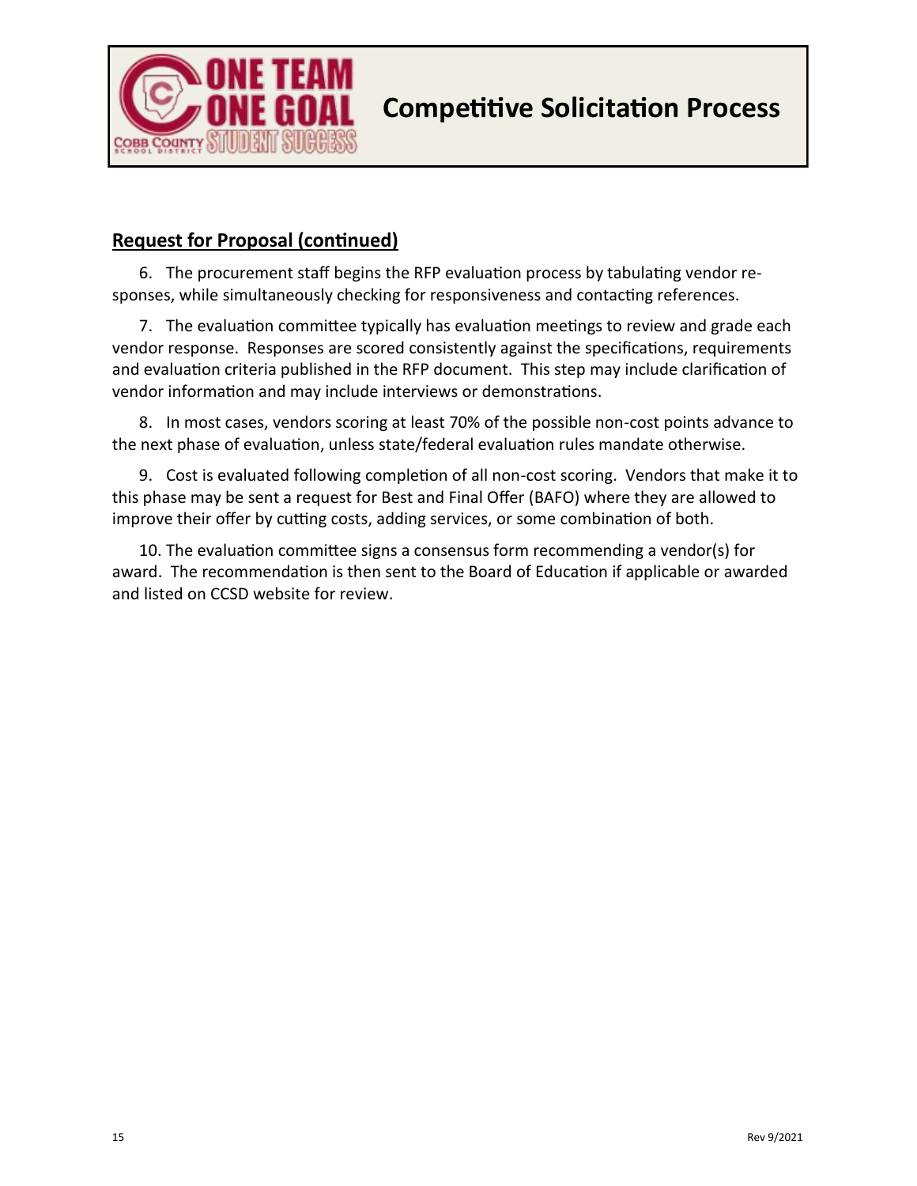## Request for Proposal (continued)

6. The procurement staff begins the RFP evaluation process by tabulating vendor responses, while simultaneously checking for responsiveness and contacting references.

7. The evaluation committee typically has evaluation meetings to review and grade each vendor response. Responses are scored consistently against the specifications, requirements and evaluation criteria published in the RFP document. This step may include clarification of vendor information and may include interviews or demonstrations.

8. In most cases, vendors scoring at least 70% of the possible non-cost points advance to the next phase of evaluation, unless state/federal evaluation rules mandate otherwise.

9. Cost is evaluated following completion of all non-cost scoring. Vendors that make it to this phase may be sent a request for Best and Final Offer (BAFO) where they are allowed to improve their offer by cutting costs, adding services, or some combination of both.

10. The evaluation committee signs a consensus form recommending a vendor(s) for award. The recommendation is then sent to the Board of Education if applicable or awarded and listed on CCSD website for review.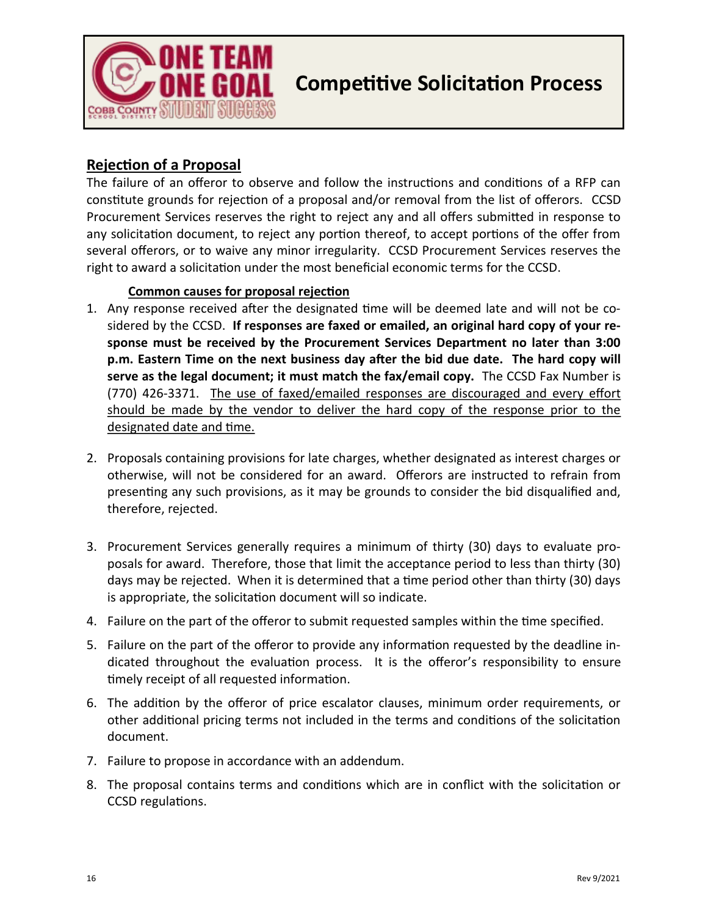# Competitive Solicitation Process

## Rejection of a Proposal

The failure of an offeror to observe and follow the instructions and conditions of a RFP can constitute grounds for rejection of a proposal and/or removal from the list of offerors. CCSD Procurement Services reserves the right to reject any and all offers submitted in response to any solicitation document, to reject any portion thereof, to accept portions of the offer from several offerors, or to waive any minor irregularity. CCSD Procurement Services reserves the right to award a solicitation under the most beneficial economic terms for the CCSD.

### Common causes for proposal rejection

1. Any response received after the designated time will be deemed late and will not be cosidered by the CCSD. **If responses are faxed or emailed, an original hard copy of your response must be received by the Procurement Services Department no later than 3:00 p.m. Eastern Time on the next business day after the bid due date. The hard copy will serve as the legal document; it must match the fax/email copy.** The CCSD Fax Number is (770) 426-3371. <u>The use of faxed/emailed responses are discouraged and every effort should be made by the vendor to deliver the hard copy of the response prior to the designated date and time.</u>

2. Proposals containing provisions for late charges, whether designated as interest charges or otherwise, will not be considered for an award. Offerors are instructed to refrain from presenting any such provisions, as it may be grounds to consider the bid disqualified and, therefore, rejected.

3. Procurement Services generally requires a minimum of thirty (30) days to evaluate proposals for award. Therefore, those that limit the acceptance period to less than thirty (30) days may be rejected. When it is determined that a time period other than thirty (30) days is appropriate, the solicitation document will so indicate.

4. Failure on the part of the offeror to submit requested samples within the time specified.

5. Failure on the part of the offeror to provide any information requested by the deadline indicated throughout the evaluation process. It is the offeror's responsibility to ensure timely receipt of all requested information.

6. The addition by the offeror of price escalator clauses, minimum order requirements, or other additional pricing terms not included in the terms and conditions of the solicitation document.

7. Failure to propose in accordance with an addendum.

8. The proposal contains terms and conditions which are in conflict with the solicitation or CCSD regulations.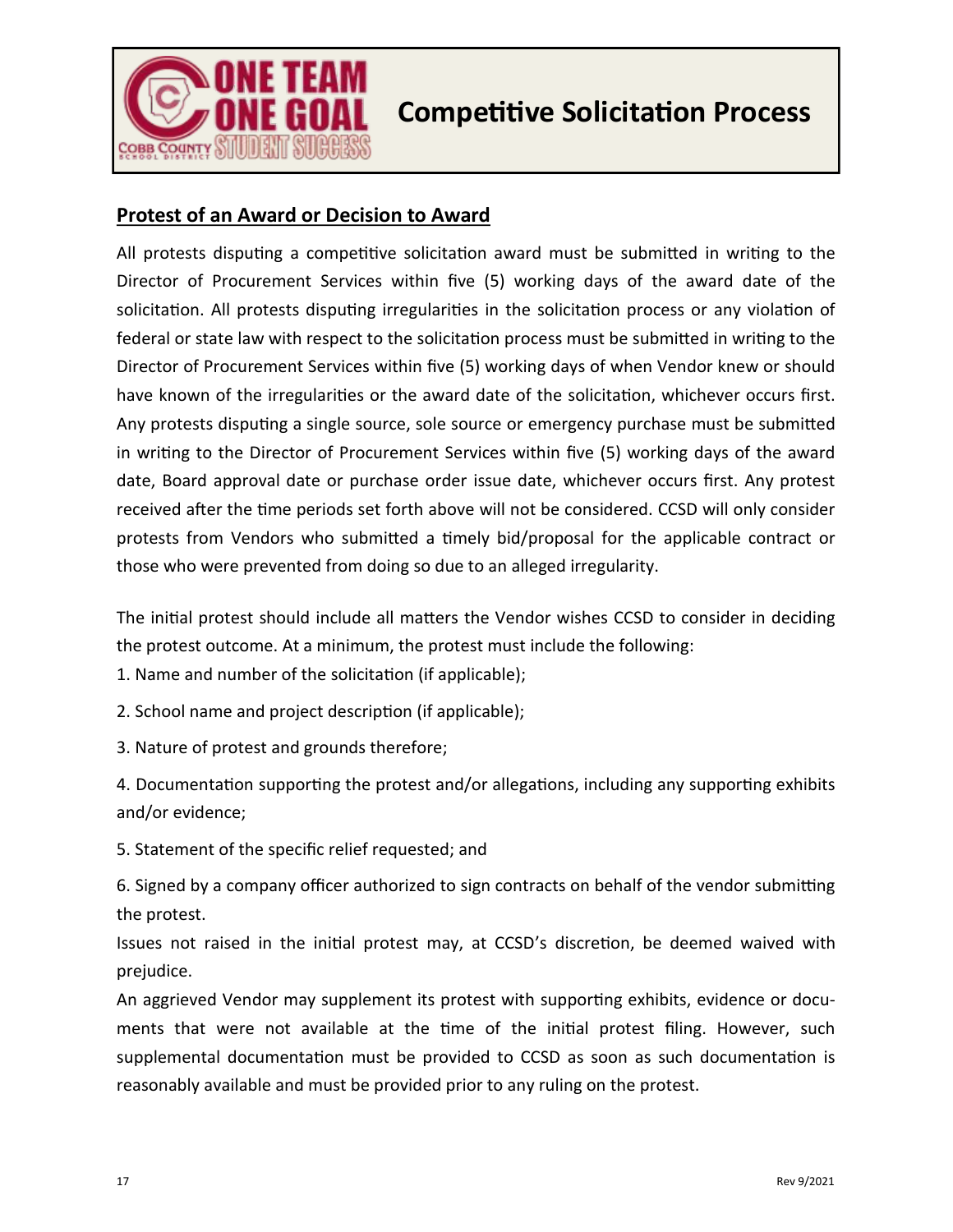## Protest of an Award or Decision to Award

All protests disputing a competitive solicitation award must be submitted in writing to the Director of Procurement Services within five (5) working days of the award date of the solicitation. All protests disputing irregularities in the solicitation process or any violation of federal or state law with respect to the solicitation process must be submitted in writing to the Director of Procurement Services within five (5) working days of when Vendor knew or should have known of the irregularities or the award date of the solicitation, whichever occurs first. Any protests disputing a single source, sole source or emergency purchase must be submitted in writing to the Director of Procurement Services within five (5) working days of the award date, Board approval date or purchase order issue date, whichever occurs first. Any protest received after the time periods set forth above will not be considered. CCSD will only consider protests from Vendors who submitted a timely bid/proposal for the applicable contract or those who were prevented from doing so due to an alleged irregularity.

The initial protest should include all matters the Vendor wishes CCSD to consider in deciding the protest outcome. At a minimum, the protest must include the following:

1. Name and number of the solicitation (if applicable);
2. School name and project description (if applicable);
3. Nature of protest and grounds therefore;
4. Documentation supporting the protest and/or allegations, including any supporting exhibits and/or evidence;
5. Statement of the specific relief requested; and
6. Signed by a company officer authorized to sign contracts on behalf of the vendor submitting the protest.

Issues not raised in the initial protest may, at CCSD's discretion, be deemed waived with prejudice.

An aggrieved Vendor may supplement its protest with supporting exhibits, evidence or documents that were not available at the time of the initial protest filing. However, such supplemental documentation must be provided to CCSD as soon as such documentation is reasonably available and must be provided prior to any ruling on the protest.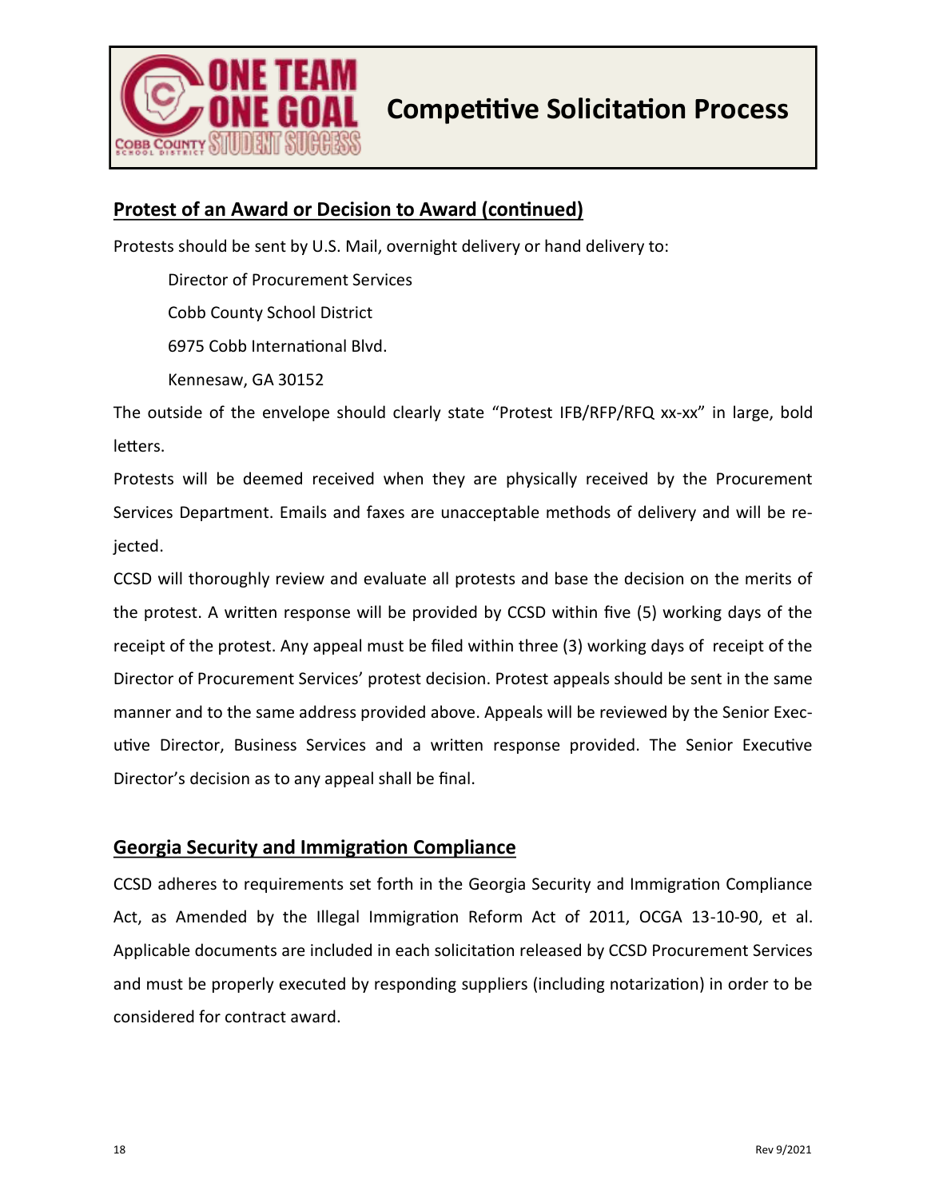## Protest of an Award or Decision to Award (continued)

Protests should be sent by U.S. Mail, overnight delivery or hand delivery to:

Director of Procurement Services

Cobb County School District

6975 Cobb International Blvd.

Kennesaw, GA 30152

The outside of the envelope should clearly state "Protest IFB/RFP/RFQ xx-xx" in large, bold letters.

Protests will be deemed received when they are physically received by the Procurement Services Department. Emails and faxes are unacceptable methods of delivery and will be rejected.

CCSD will thoroughly review and evaluate all protests and base the decision on the merits of the protest. A written response will be provided by CCSD within five (5) working days of the receipt of the protest. Any appeal must be filed within three (3) working days of receipt of the Director of Procurement Services' protest decision. Protest appeals should be sent in the same manner and to the same address provided above. Appeals will be reviewed by the Senior Executive Director, Business Services and a written response provided. The Senior Executive Director's decision as to any appeal shall be final.

## Georgia Security and Immigration Compliance

CCSD adheres to requirements set forth in the Georgia Security and Immigration Compliance Act, as Amended by the Illegal Immigration Reform Act of 2011, OCGA 13-10-90, et al. Applicable documents are included in each solicitation released by CCSD Procurement Services and must be properly executed by responding suppliers (including notarization) in order to be considered for contract award.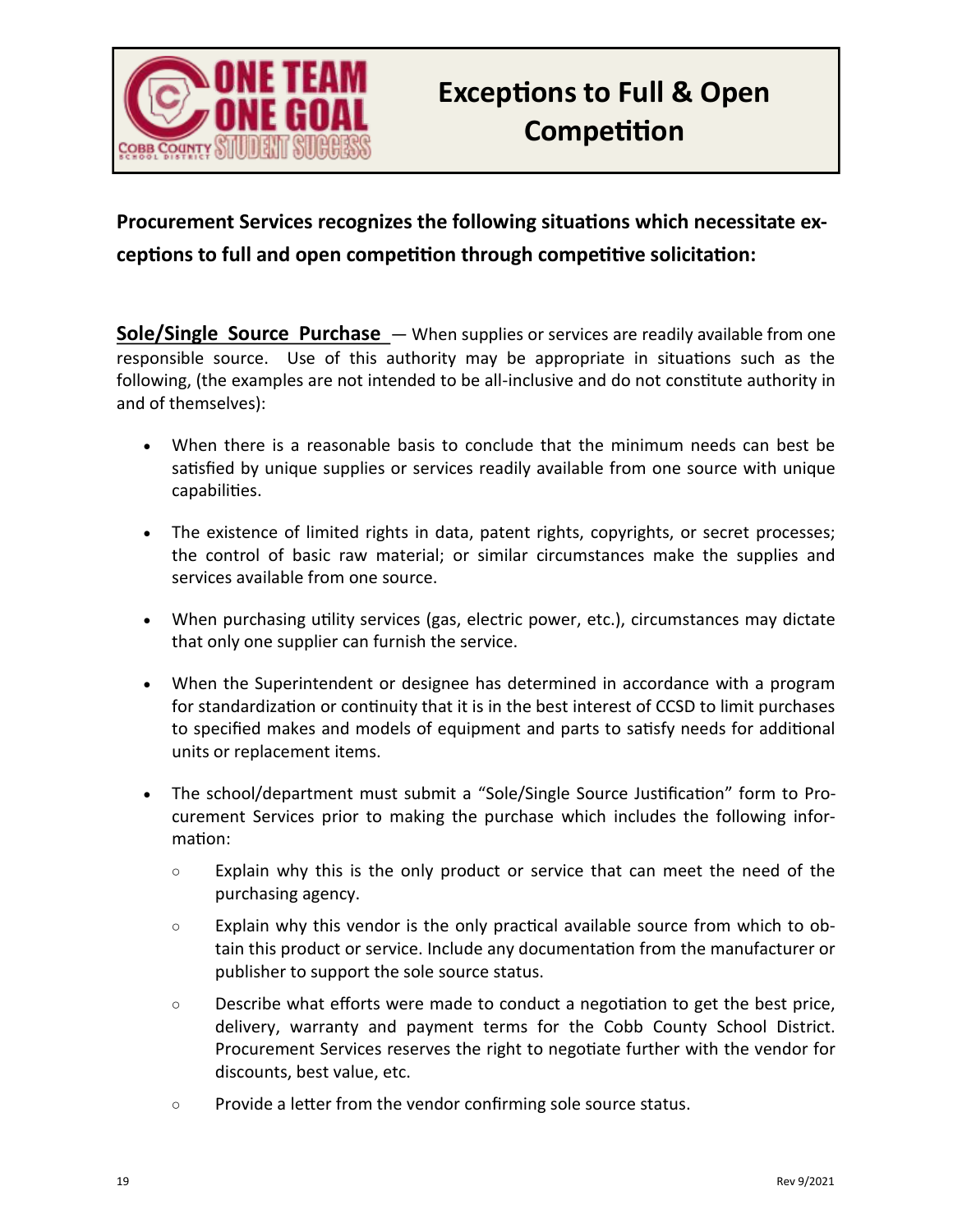# Exceptions to Full & Open Competition

**Procurement Services recognizes the following situations which necessitate exceptions to full and open competition through competitive solicitation:**

**Sole/Single Source Purchase** — When supplies or services are readily available from one responsible source. Use of this authority may be appropriate in situations such as the following, (the examples are not intended to be all-inclusive and do not constitute authority in and of themselves):

- When there is a reasonable basis to conclude that the minimum needs can best be satisfied by unique supplies or services readily available from one source with unique capabilities.
- The existence of limited rights in data, patent rights, copyrights, or secret processes; the control of basic raw material; or similar circumstances make the supplies and services available from one source.
- When purchasing utility services (gas, electric power, etc.), circumstances may dictate that only one supplier can furnish the service.
- When the Superintendent or designee has determined in accordance with a program for standardization or continuity that it is in the best interest of CCSD to limit purchases to specified makes and models of equipment and parts to satisfy needs for additional units or replacement items.
- The school/department must submit a "Sole/Single Source Justification" form to Procurement Services prior to making the purchase which includes the following information:
    - Explain why this is the only product or service that can meet the need of the purchasing agency.
    - Explain why this vendor is the only practical available source from which to obtain this product or service. Include any documentation from the manufacturer or publisher to support the sole source status.
    - Describe what efforts were made to conduct a negotiation to get the best price, delivery, warranty and payment terms for the Cobb County School District. Procurement Services reserves the right to negotiate further with the vendor for discounts, best value, etc.
    - Provide a letter from the vendor confirming sole source status.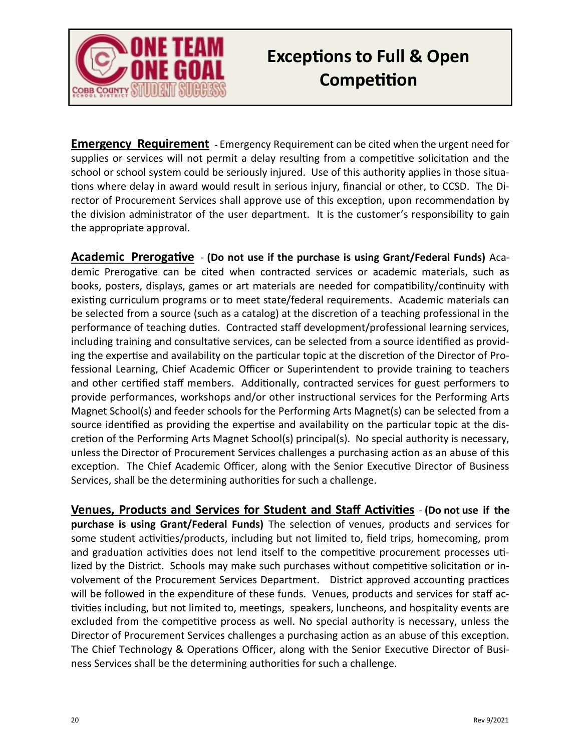# Exceptions to Full & Open Competition

**Emergency Requirement** - Emergency Requirement can be cited when the urgent need for supplies or services will not permit a delay resulting from a competitive solicitation and the school or school system could be seriously injured. Use of this authority applies in those situations where delay in award would result in serious injury, financial or other, to CCSD. The Director of Procurement Services shall approve use of this exception, upon recommendation by the division administrator of the user department. It is the customer's responsibility to gain the appropriate approval.

**Academic Prerogative** - **(Do not use if the purchase is using Grant/Federal Funds)** Academic Prerogative can be cited when contracted services or academic materials, such as books, posters, displays, games or art materials are needed for compatibility/continuity with existing curriculum programs or to meet state/federal requirements. Academic materials can be selected from a source (such as a catalog) at the discretion of a teaching professional in the performance of teaching duties. Contracted staff development/professional learning services, including training and consultative services, can be selected from a source identified as providing the expertise and availability on the particular topic at the discretion of the Director of Professional Learning, Chief Academic Officer or Superintendent to provide training to teachers and other certified staff members. Additionally, contracted services for guest performers to provide performances, workshops and/or other instructional services for the Performing Arts Magnet School(s) and feeder schools for the Performing Arts Magnet(s) can be selected from a source identified as providing the expertise and availability on the particular topic at the discretion of the Performing Arts Magnet School(s) principal(s). No special authority is necessary, unless the Director of Procurement Services challenges a purchasing action as an abuse of this exception. The Chief Academic Officer, along with the Senior Executive Director of Business Services, shall be the determining authorities for such a challenge.

**Venues, Products and Services for Student and Staff Activities** - **(Do not use if the purchase is using Grant/Federal Funds)** The selection of venues, products and services for some student activities/products, including but not limited to, field trips, homecoming, prom and graduation activities does not lend itself to the competitive procurement processes utilized by the District. Schools may make such purchases without competitive solicitation or involvement of the Procurement Services Department. District approved accounting practices will be followed in the expenditure of these funds. Venues, products and services for staff activities including, but not limited to, meetings, speakers, luncheons, and hospitality events are excluded from the competitive process as well. No special authority is necessary, unless the Director of Procurement Services challenges a purchasing action as an abuse of this exception. The Chief Technology & Operations Officer, along with the Senior Executive Director of Business Services shall be the determining authorities for such a challenge.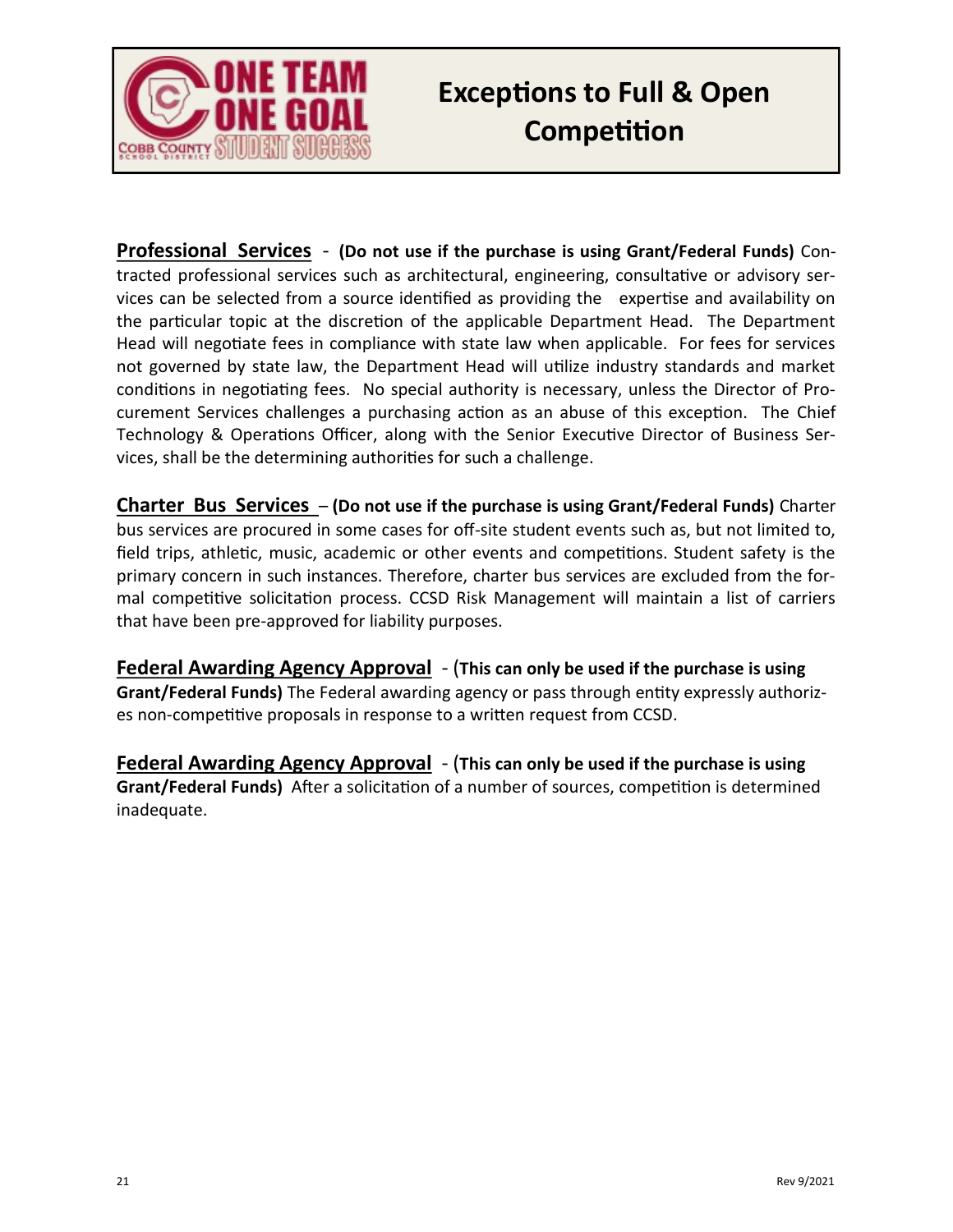# Exceptions to Full & Open Competition

**Professional Services** - **(Do not use if the purchase is using Grant/Federal Funds)** Contracted professional services such as architectural, engineering, consultative or advisory services can be selected from a source identified as providing the expertise and availability on the particular topic at the discretion of the applicable Department Head. The Department Head will negotiate fees in compliance with state law when applicable. For fees for services not governed by state law, the Department Head will utilize industry standards and market conditions in negotiating fees. No special authority is necessary, unless the Director of Procurement Services challenges a purchasing action as an abuse of this exception. The Chief Technology & Operations Officer, along with the Senior Executive Director of Business Services, shall be the determining authorities for such a challenge.

**Charter Bus Services** – **(Do not use if the purchase is using Grant/Federal Funds)** Charter bus services are procured in some cases for off-site student events such as, but not limited to, field trips, athletic, music, academic or other events and competitions. Student safety is the primary concern in such instances. Therefore, charter bus services are excluded from the formal competitive solicitation process. CCSD Risk Management will maintain a list of carriers that have been pre-approved for liability purposes.

**Federal Awarding Agency Approval** - **(This can only be used if the purchase is using Grant/Federal Funds)** The Federal awarding agency or pass through entity expressly authorizes non-competitive proposals in response to a written request from CCSD.

**Federal Awarding Agency Approval** - **(This can only be used if the purchase is using Grant/Federal Funds)** After a solicitation of a number of sources, competition is determined inadequate.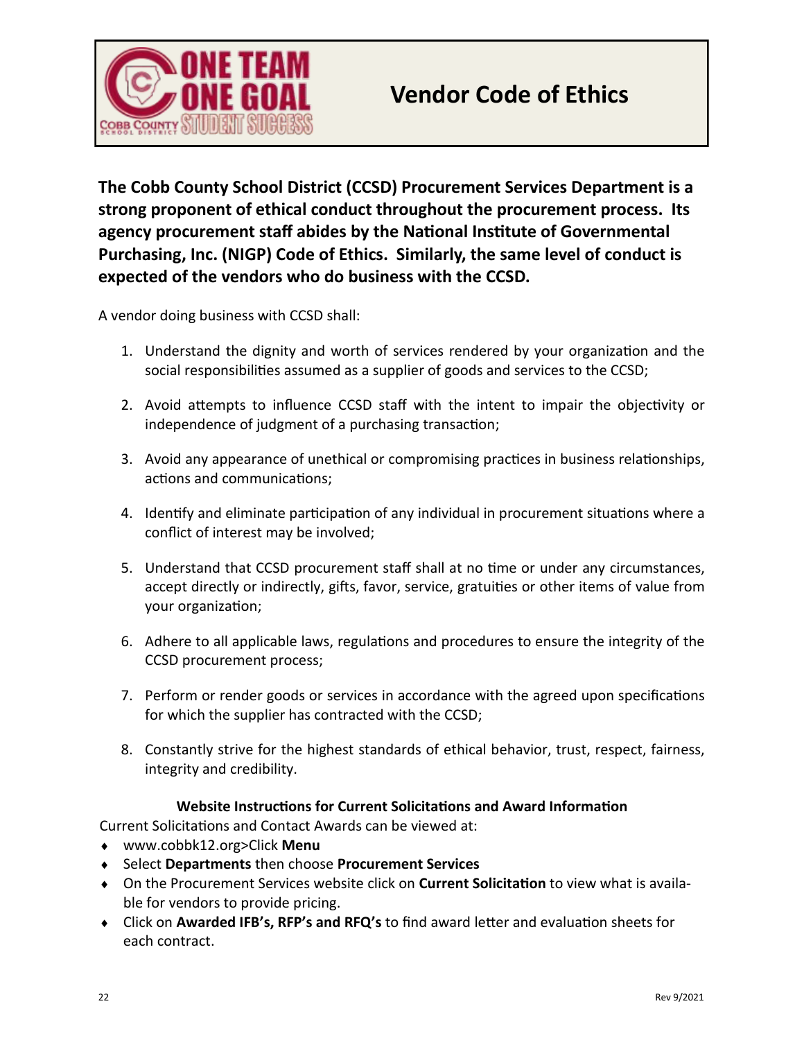# Vendor Code of Ethics

**The Cobb County School District (CCSD) Procurement Services Department is a strong proponent of ethical conduct throughout the procurement process. Its agency procurement staff abides by the National Institute of Governmental Purchasing, Inc. (NIGP) Code of Ethics. Similarly, the same level of conduct is expected of the vendors who do business with the CCSD.**

A vendor doing business with CCSD shall:

1. Understand the dignity and worth of services rendered by your organization and the social responsibilities assumed as a supplier of goods and services to the CCSD;
2. Avoid attempts to influence CCSD staff with the intent to impair the objectivity or independence of judgment of a purchasing transaction;
3. Avoid any appearance of unethical or compromising practices in business relationships, actions and communications;
4. Identify and eliminate participation of any individual in procurement situations where a conflict of interest may be involved;
5. Understand that CCSD procurement staff shall at no time or under any circumstances, accept directly or indirectly, gifts, favor, service, gratuities or other items of value from your organization;
6. Adhere to all applicable laws, regulations and procedures to ensure the integrity of the CCSD procurement process;
7. Perform or render goods or services in accordance with the agreed upon specifications for which the supplier has contracted with the CCSD;
8. Constantly strive for the highest standards of ethical behavior, trust, respect, fairness, integrity and credibility.

**Website Instructions for Current Solicitations and Award Information**

Current Solicitations and Contact Awards can be viewed at:

- www.cobbk12.org>Click **Menu**
- Select **Departments** then choose **Procurement Services**
- On the Procurement Services website click on **Current Solicitation** to view what is available for vendors to provide pricing.
- Click on **Awarded IFB's, RFP's and RFQ's** to find award letter and evaluation sheets for each contract.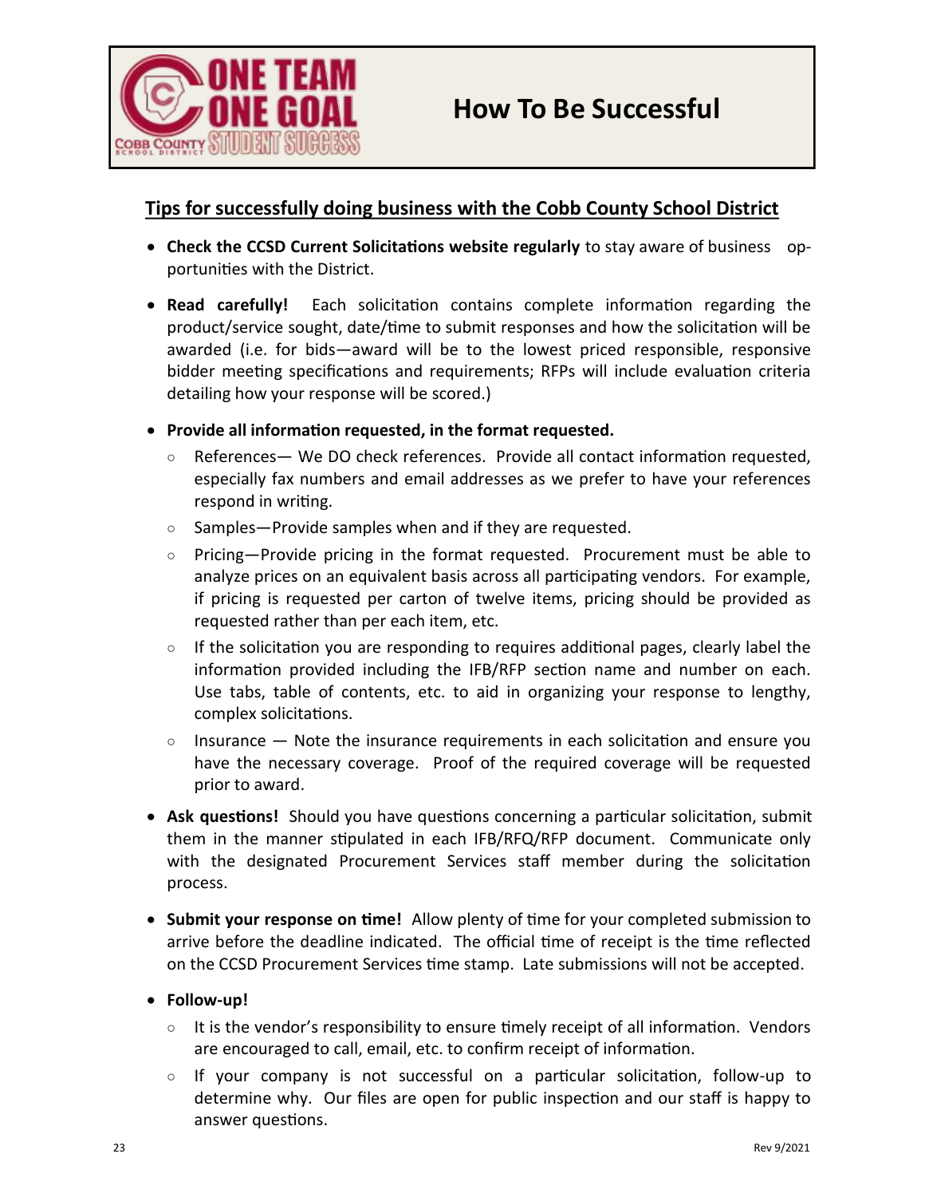# How To Be Successful

## Tips for successfully doing business with the Cobb County School District

- **Check the CCSD Current Solicitations website regularly** to stay aware of business opportunities with the District.
- **Read carefully!** Each solicitation contains complete information regarding the product/service sought, date/time to submit responses and how the solicitation will be awarded (i.e. for bids—award will be to the lowest priced responsible, responsive bidder meeting specifications and requirements; RFPs will include evaluation criteria detailing how your response will be scored.)
- **Provide all information requested, in the format requested.**
  - References— We DO check references. Provide all contact information requested, especially fax numbers and email addresses as we prefer to have your references respond in writing.
  - Samples—Provide samples when and if they are requested.
  - Pricing—Provide pricing in the format requested. Procurement must be able to analyze prices on an equivalent basis across all participating vendors. For example, if pricing is requested per carton of twelve items, pricing should be provided as requested rather than per each item, etc.
  - If the solicitation you are responding to requires additional pages, clearly label the information provided including the IFB/RFP section name and number on each. Use tabs, table of contents, etc. to aid in organizing your response to lengthy, complex solicitations.
  - Insurance — Note the insurance requirements in each solicitation and ensure you have the necessary coverage. Proof of the required coverage will be requested prior to award.
- **Ask questions!** Should you have questions concerning a particular solicitation, submit them in the manner stipulated in each IFB/RFQ/RFP document. Communicate only with the designated Procurement Services staff member during the solicitation process.
- **Submit your response on time!** Allow plenty of time for your completed submission to arrive before the deadline indicated. The official time of receipt is the time reflected on the CCSD Procurement Services time stamp. Late submissions will not be accepted.
- **Follow-up!**
  - It is the vendor's responsibility to ensure timely receipt of all information. Vendors are encouraged to call, email, etc. to confirm receipt of information.
  - If your company is not successful on a particular solicitation, follow-up to determine why. Our files are open for public inspection and our staff is happy to answer questions.